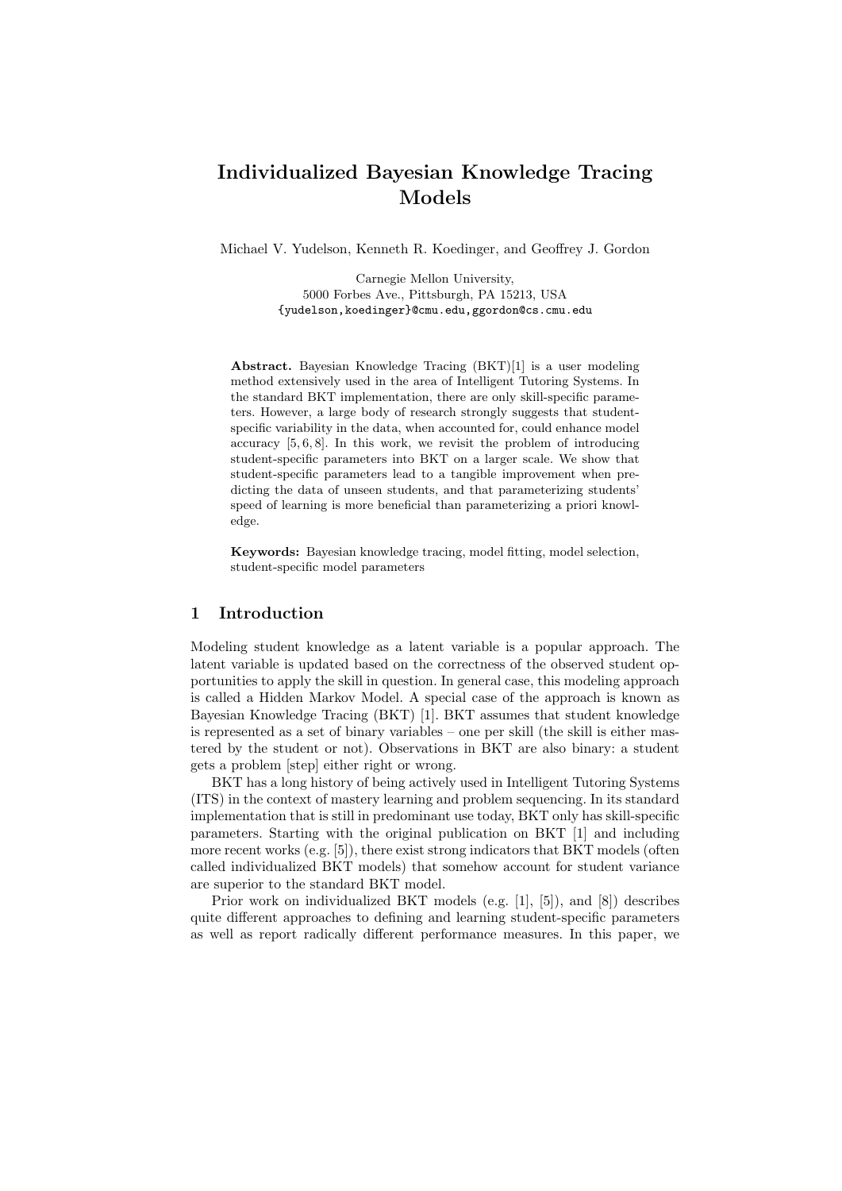# Individualized Bayesian Knowledge Tracing Models

Michael V. Yudelson, Kenneth R. Koedinger, and Geoffrey J. Gordon

Carnegie Mellon University,
5000 Forbes Ave., Pittsburgh, PA 15213, USA
{yudelson,koedinger}@cmu.edu,ggordon@cs.cmu.edu

**Abstract.** Bayesian Knowledge Tracing (BKT)[1] is a user modeling method extensively used in the area of Intelligent Tutoring Systems. In the standard BKT implementation, there are only skill-specific parameters. However, a large body of research strongly suggests that student-specific variability in the data, when accounted for, could enhance model accuracy [5, 6, 8]. In this work, we revisit the problem of introducing student-specific parameters into BKT on a larger scale. We show that student-specific parameters lead to a tangible improvement when predicting the data of unseen students, and that parameterizing students' speed of learning is more beneficial than parameterizing a priori knowledge.

**Keywords:** Bayesian knowledge tracing, model fitting, model selection, student-specific model parameters

## 1 Introduction

Modeling student knowledge as a latent variable is a popular approach. The latent variable is updated based on the correctness of the observed student opportunities to apply the skill in question. In general case, this modeling approach is called a Hidden Markov Model. A special case of the approach is known as Bayesian Knowledge Tracing (BKT) [1]. BKT assumes that student knowledge is represented as a set of binary variables – one per skill (the skill is either mastered by the student or not). Observations in BKT are also binary: a student gets a problem [step] either right or wrong.

BKT has a long history of being actively used in Intelligent Tutoring Systems (ITS) in the context of mastery learning and problem sequencing. In its standard implementation that is still in predominant use today, BKT only has skill-specific parameters. Starting with the original publication on BKT [1] and including more recent works (e.g. [5]), there exist strong indicators that BKT models (often called individualized BKT models) that somehow account for student variance are superior to the standard BKT model.

Prior work on individualized BKT models (e.g. [1], [5]), and [8]) describes quite different approaches to defining and learning student-specific parameters as well as report radically different performance measures. In this paper, we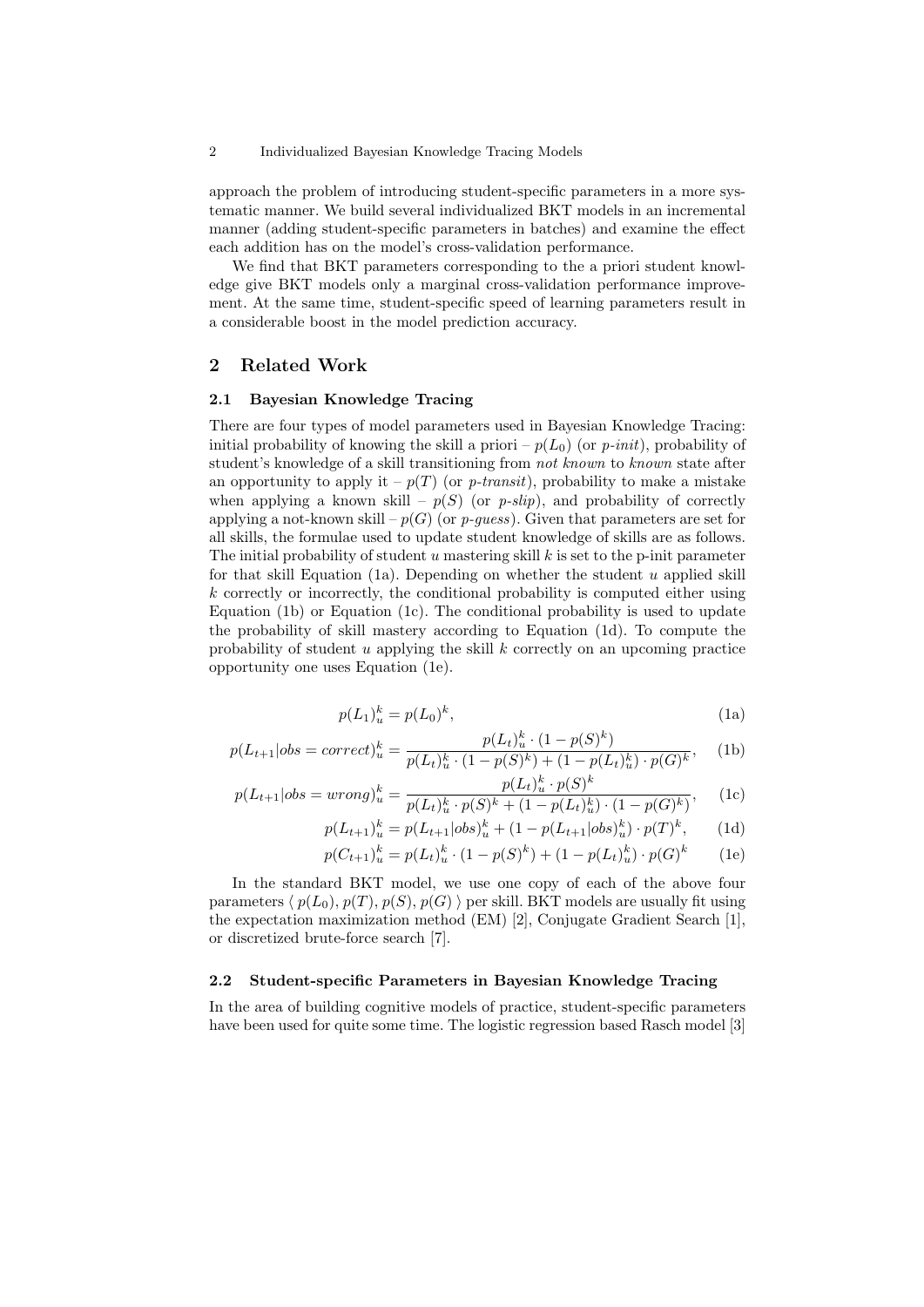approach the problem of introducing student-specific parameters in a more systematic manner. We build several individualized BKT models in an incremental manner (adding student-specific parameters in batches) and examine the effect each addition has on the model's cross-validation performance.

We find that BKT parameters corresponding to the a priori student knowledge give BKT models only a marginal cross-validation performance improvement. At the same time, student-specific speed of learning parameters result in a considerable boost in the model prediction accuracy.

## 2 Related Work

### 2.1 Bayesian Knowledge Tracing

There are four types of model parameters used in Bayesian Knowledge Tracing: initial probability of knowing the skill a priori – $p(L_0)$ (or *p-init*), probability of student's knowledge of a skill transitioning from *not known* to *known* state after an opportunity to apply it – $p(T)$ (or *p-transit*), probability to make a mistake when applying a known skill – $p(S)$ (or *p-slip*), and probability of correctly applying a not-known skill – $p(G)$ (or *p-guess*). Given that parameters are set for all skills, the formulae used to update student knowledge of skills are as follows. The initial probability of student $u$ mastering skill $k$ is set to the p-init parameter for that skill Equation (1a). Depending on whether the student $u$ applied skill $k$ correctly or incorrectly, the conditional probability is computed either using Equation (1b) or Equation (1c). The conditional probability is used to update the probability of skill mastery according to Equation (1d). To compute the probability of student $u$ applying the skill $k$ correctly on an upcoming practice opportunity one uses Equation (1e).

$$p(L_1)_u^k = p(L_0)^k, \tag{1a}$$

$$p(L_{t+1}|obs = correct)_u^k = \frac{p(L_t)_u^k \cdot (1 - p(S)^k)}{p(L_t)_u^k \cdot (1 - p(S)^k) + (1 - p(L_t)_u^k) \cdot p(G)^k}, \tag{1b}$$

$$p(L_{t+1}|obs = wrong)_u^k = \frac{p(L_t)_u^k \cdot p(S)^k}{p(L_t)_u^k \cdot p(S)^k + (1 - p(L_t)_u^k) \cdot (1 - p(G)^k)}, \tag{1c}$$

$$p(L_{t+1})_u^k = p(L_{t+1}|obs)_u^k + (1 - p(L_{t+1}|obs)_u^k) \cdot p(T)^k, \tag{1d}$$

$$p(C_{t+1})_u^k = p(L_t)_u^k \cdot (1 - p(S)^k) + (1 - p(L_t)_u^k) \cdot p(G)^k \tag{1e}$$

In the standard BKT model, we use one copy of each of the above four parameters $\langle\, p(L_0), p(T), p(S), p(G)\,\rangle$ per skill. BKT models are usually fit using the expectation maximization method (EM) [2], Conjugate Gradient Search [1], or discretized brute-force search [7].

### 2.2 Student-specific Parameters in Bayesian Knowledge Tracing

In the area of building cognitive models of practice, student-specific parameters have been used for quite some time. The logistic regression based Rasch model [3]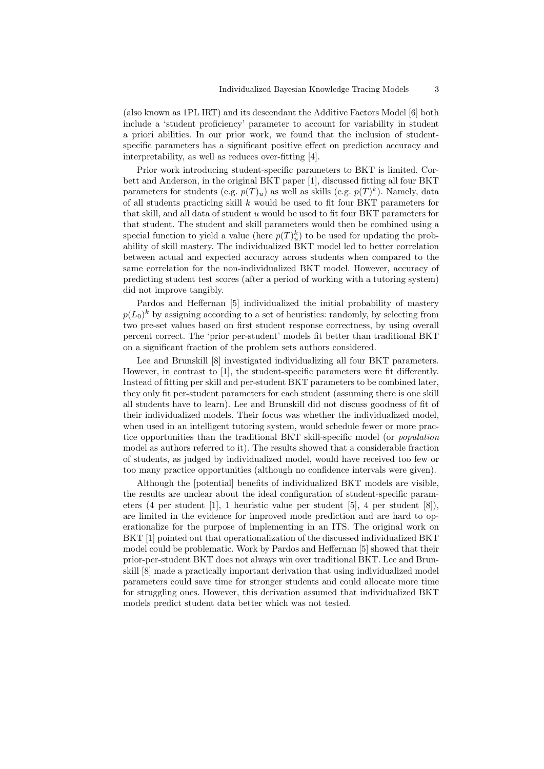(also known as 1PL IRT) and its descendant the Additive Factors Model [6] both include a 'student proficiency' parameter to account for variability in student a priori abilities. In our prior work, we found that the inclusion of student-specific parameters has a significant positive effect on prediction accuracy and interpretability, as well as reduces over-fitting [4].

Prior work introducing student-specific parameters to BKT is limited. Corbett and Anderson, in the original BKT paper [1], discussed fitting all four BKT parameters for students (e.g. $p(T)_u$) as well as skills (e.g. $p(T)^k$). Namely, data of all students practicing skill $k$ would be used to fit four BKT parameters for that skill, and all data of student $u$ would be used to fit four BKT parameters for that student. The student and skill parameters would then be combined using a special function to yield a value (here $p(T)_u^k$) to be used for updating the probability of skill mastery. The individualized BKT model led to better correlation between actual and expected accuracy across students when compared to the same correlation for the non-individualized BKT model. However, accuracy of predicting student test scores (after a period of working with a tutoring system) did not improve tangibly.

Pardos and Heffernan [5] individualized the initial probability of mastery $p(L_0)^k$ by assigning according to a set of heuristics: randomly, by selecting from two pre-set values based on first student response correctness, by using overall percent correct. The 'prior per-student' models fit better than traditional BKT on a significant fraction of the problem sets authors considered.

Lee and Brunskill [8] investigated individualizing all four BKT parameters. However, in contrast to [1], the student-specific parameters were fit differently. Instead of fitting per skill and per-student BKT parameters to be combined later, they only fit per-student parameters for each student (assuming there is one skill all students have to learn). Lee and Brunskill did not discuss goodness of fit of their individualized models. Their focus was whether the individualized model, when used in an intelligent tutoring system, would schedule fewer or more practice opportunities than the traditional BKT skill-specific model (or *population* model as authors referred to it). The results showed that a considerable fraction of students, as judged by individualized model, would have received too few or too many practice opportunities (although no confidence intervals were given).

Although the [potential] benefits of individualized BKT models are visible, the results are unclear about the ideal configuration of student-specific parameters (4 per student [1], 1 heuristic value per student [5], 4 per student [8]), are limited in the evidence for improved mode prediction and are hard to operationalize for the purpose of implementing in an ITS. The original work on BKT [1] pointed out that operationalization of the discussed individualized BKT model could be problematic. Work by Pardos and Heffernan [5] showed that their prior-per-student BKT does not always win over traditional BKT. Lee and Brunskill [8] made a practically important derivation that using individualized model parameters could save time for stronger students and could allocate more time for struggling ones. However, this derivation assumed that individualized BKT models predict student data better which was not tested.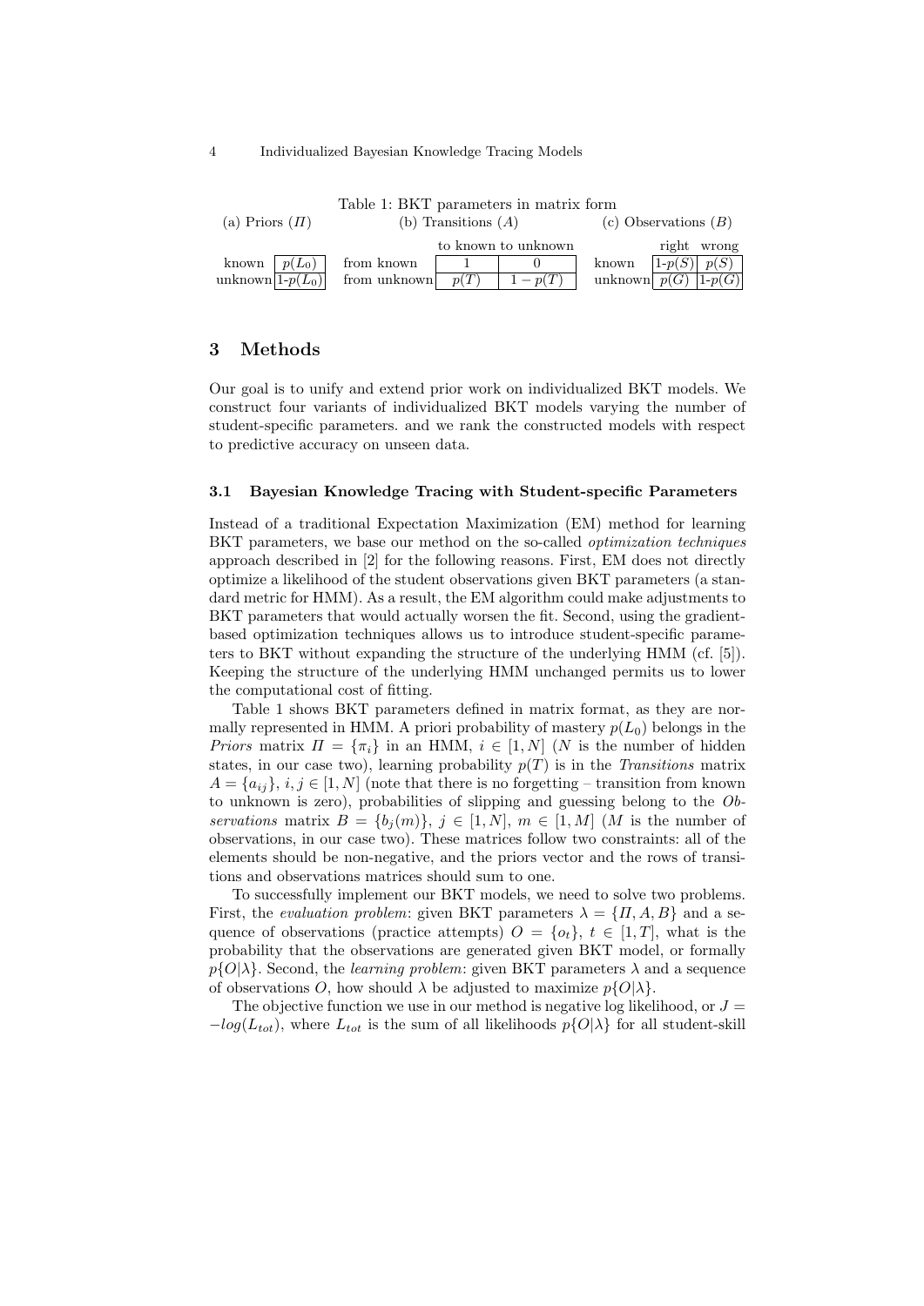Table 1: BKT parameters in matrix form

(a) Priors ($\Pi$)

| | |
|---|---|
| known | $p(L_0)$ |
| unknown | 1-$p(L_0)$ |

(b) Transitions ($A$)

| | to known | to unknown |
|---|---|---|
| from known | 1 | 0 |
| from unknown | $p(T)$ | $1-p(T)$ |

(c) Observations ($B$)

| | right | wrong |
|---|---|---|
| known | 1-$p(S)$ | $p(S)$ |
| unknown | $p(G)$ | 1-$p(G)$ |

## 3 Methods

Our goal is to unify and extend prior work on individualized BKT models. We construct four variants of individualized BKT models varying the number of student-specific parameters. and we rank the constructed models with respect to predictive accuracy on unseen data.

### 3.1 Bayesian Knowledge Tracing with Student-specific Parameters

Instead of a traditional Expectation Maximization (EM) method for learning BKT parameters, we base our method on the so-called *optimization techniques* approach described in [2] for the following reasons. First, EM does not directly optimize a likelihood of the student observations given BKT parameters (a standard metric for HMM). As a result, the EM algorithm could make adjustments to BKT parameters that would actually worsen the fit. Second, using the gradient-based optimization techniques allows us to introduce student-specific parameters to BKT without expanding the structure of the underlying HMM (cf. [5]). Keeping the structure of the underlying HMM unchanged permits us to lower the computational cost of fitting.

Table 1 shows BKT parameters defined in matrix format, as they are normally represented in HMM. A priori probability of mastery $p(L_0)$ belongs in the *Priors* matrix $\Pi = \{\pi_i\}$ in an HMM, $i \in [1, N]$ ($N$ is the number of hidden states, in our case two), learning probability $p(T)$ is in the *Transitions* matrix $A = \{a_{ij}\}$, $i, j \in [1, N]$ (note that there is no forgetting – transition from known to unknown is zero), probabilities of slipping and guessing belong to the *Observations* matrix $B = \{b_j(m)\}$, $j \in [1, N]$, $m \in [1, M]$ ($M$ is the number of observations, in our case two). These matrices follow two constraints: all of the elements should be non-negative, and the priors vector and the rows of transitions and observations matrices should sum to one.

To successfully implement our BKT models, we need to solve two problems. First, the *evaluation problem*: given BKT parameters $\lambda = \{\Pi, A, B\}$ and a sequence of observations (practice attempts) $O = \{o_t\}$, $t \in [1, T]$, what is the probability that the observations are generated given BKT model, or formally $p\{O|\lambda\}$. Second, the *learning problem*: given BKT parameters $\lambda$ and a sequence of observations $O$, how should $\lambda$ be adjusted to maximize $p\{O|\lambda\}$.

The objective function we use in our method is negative log likelihood, or $J = -log(L_{tot})$, where $L_{tot}$ is the sum of all likelihoods $p\{O|\lambda\}$ for all student-skill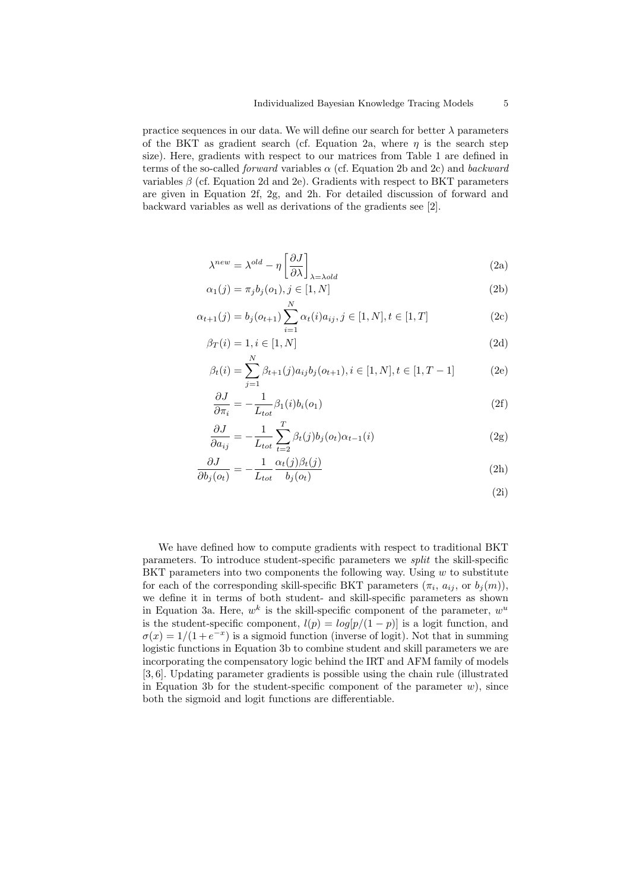practice sequences in our data. We will define our search for better $\lambda$ parameters of the BKT as gradient search (cf. Equation 2a, where $\eta$ is the search step size). Here, gradients with respect to our matrices from Table 1 are defined in terms of the so-called *forward* variables $\alpha$ (cf. Equation 2b and 2c) and *backward* variables $\beta$ (cf. Equation 2d and 2e). Gradients with respect to BKT parameters are given in Equation 2f, 2g, and 2h. For detailed discussion of forward and backward variables as well as derivations of the gradients see [2].

$$\lambda^{new} = \lambda^{old} - \eta \left[ \frac{\partial J}{\partial \lambda} \right]_{\lambda = \lambda old} \tag{2a}$$

$$\alpha_1(j) = \pi_j b_j(o_1), j \in [1, N] \tag{2b}$$

$$\alpha_{t+1}(j) = b_j(o_{t+1}) \sum_{i=1}^{N} \alpha_t(i) a_{ij}, j \in [1, N], t \in [1, T] \tag{2c}$$

$$\beta_T(i) = 1, i \in [1, N] \tag{2d}$$

$$\beta_t(i) = \sum_{j=1}^{N} \beta_{t+1}(j) a_{ij} b_j(o_{t+1}), i \in [1, N], t \in [1, T-1] \tag{2e}$$

$$\frac{\partial J}{\partial \pi_i} = -\frac{1}{L_{tot}} \beta_1(i) b_i(o_1) \tag{2f}$$

$$\frac{\partial J}{\partial a_{ij}} = -\frac{1}{L_{tot}} \sum_{t=2}^{T} \beta_t(j) b_j(o_t) \alpha_{t-1}(i) \tag{2g}$$

$$\frac{\partial J}{\partial b_j(o_t)} = -\frac{1}{L_{tot}} \frac{\alpha_t(j) \beta_t(j)}{b_j(o_t)} \tag{2h}$$

$$\tag{2i}$$

We have defined how to compute gradients with respect to traditional BKT parameters. To introduce student-specific parameters we *split* the skill-specific BKT parameters into two components the following way. Using $w$ to substitute for each of the corresponding skill-specific BKT parameters ($\pi_i$, $a_{ij}$, or $b_j(m)$), we define it in terms of both student- and skill-specific parameters as shown in Equation 3a. Here, $w^k$ is the skill-specific component of the parameter, $w^u$ is the student-specific component, $l(p) = log[p/(1-p)]$ is a logit function, and $\sigma(x) = 1/(1+e^{-x})$ is a sigmoid function (inverse of logit). Not that in summing logistic functions in Equation 3b to combine student and skill parameters we are incorporating the compensatory logic behind the IRT and AFM family of models [3, 6]. Updating parameter gradients is possible using the chain rule (illustrated in Equation 3b for the student-specific component of the parameter $w$), since both the sigmoid and logit functions are differentiable.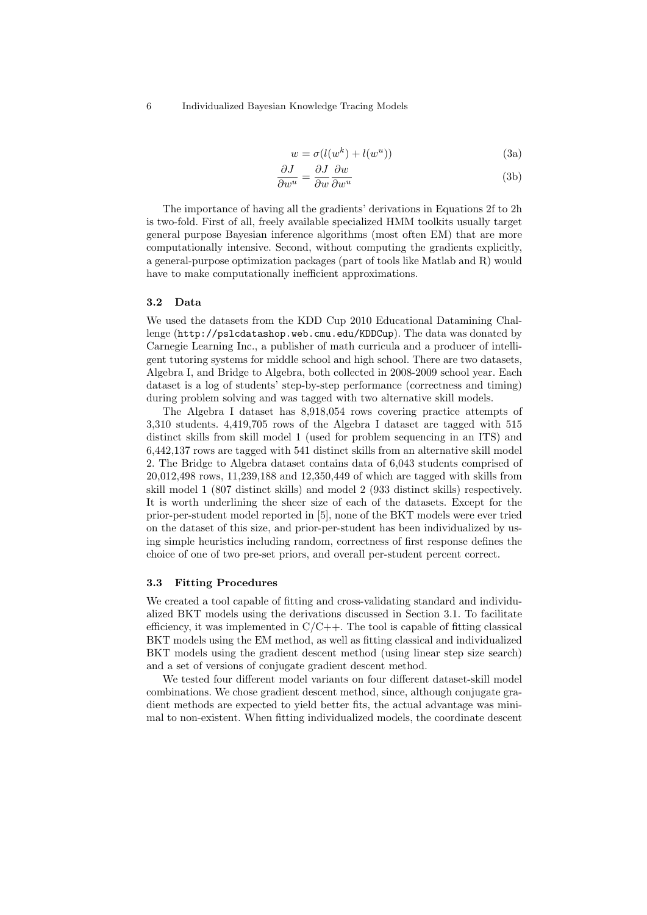$$w = \sigma(l(w^k) + l(w^u)) \tag{3a}$$

$$\frac{\partial J}{\partial w^u} = \frac{\partial J}{\partial w}\frac{\partial w}{\partial w^u} \tag{3b}$$

The importance of having all the gradients' derivations in Equations 2f to 2h is two-fold. First of all, freely available specialized HMM toolkits usually target general purpose Bayesian inference algorithms (most often EM) that are more computationally intensive. Second, without computing the gradients explicitly, a general-purpose optimization packages (part of tools like Matlab and R) would have to make computationally inefficient approximations.

### 3.2 Data

We used the datasets from the KDD Cup 2010 Educational Datamining Challenge (`http://pslcdatashop.web.cmu.edu/KDDCup`). The data was donated by Carnegie Learning Inc., a publisher of math curricula and a producer of intelligent tutoring systems for middle school and high school. There are two datasets, Algebra I, and Bridge to Algebra, both collected in 2008-2009 school year. Each dataset is a log of students' step-by-step performance (correctness and timing) during problem solving and was tagged with two alternative skill models.

The Algebra I dataset has 8,918,054 rows covering practice attempts of 3,310 students. 4,419,705 rows of the Algebra I dataset are tagged with 515 distinct skills from skill model 1 (used for problem sequencing in an ITS) and 6,442,137 rows are tagged with 541 distinct skills from an alternative skill model 2. The Bridge to Algebra dataset contains data of 6,043 students comprised of 20,012,498 rows, 11,239,188 and 12,350,449 of which are tagged with skills from skill model 1 (807 distinct skills) and model 2 (933 distinct skills) respectively. It is worth underlining the sheer size of each of the datasets. Except for the prior-per-student model reported in [5], none of the BKT models were ever tried on the dataset of this size, and prior-per-student has been individualized by using simple heuristics including random, correctness of first response defines the choice of one of two pre-set priors, and overall per-student percent correct.

### 3.3 Fitting Procedures

We created a tool capable of fitting and cross-validating standard and individualized BKT models using the derivations discussed in Section 3.1. To facilitate efficiency, it was implemented in C/C++. The tool is capable of fitting classical BKT models using the EM method, as well as fitting classical and individualized BKT models using the gradient descent method (using linear step size search) and a set of versions of conjugate gradient descent method.

We tested four different model variants on four different dataset-skill model combinations. We chose gradient descent method, since, although conjugate gradient methods are expected to yield better fits, the actual advantage was minimal to non-existent. When fitting individualized models, the coordinate descent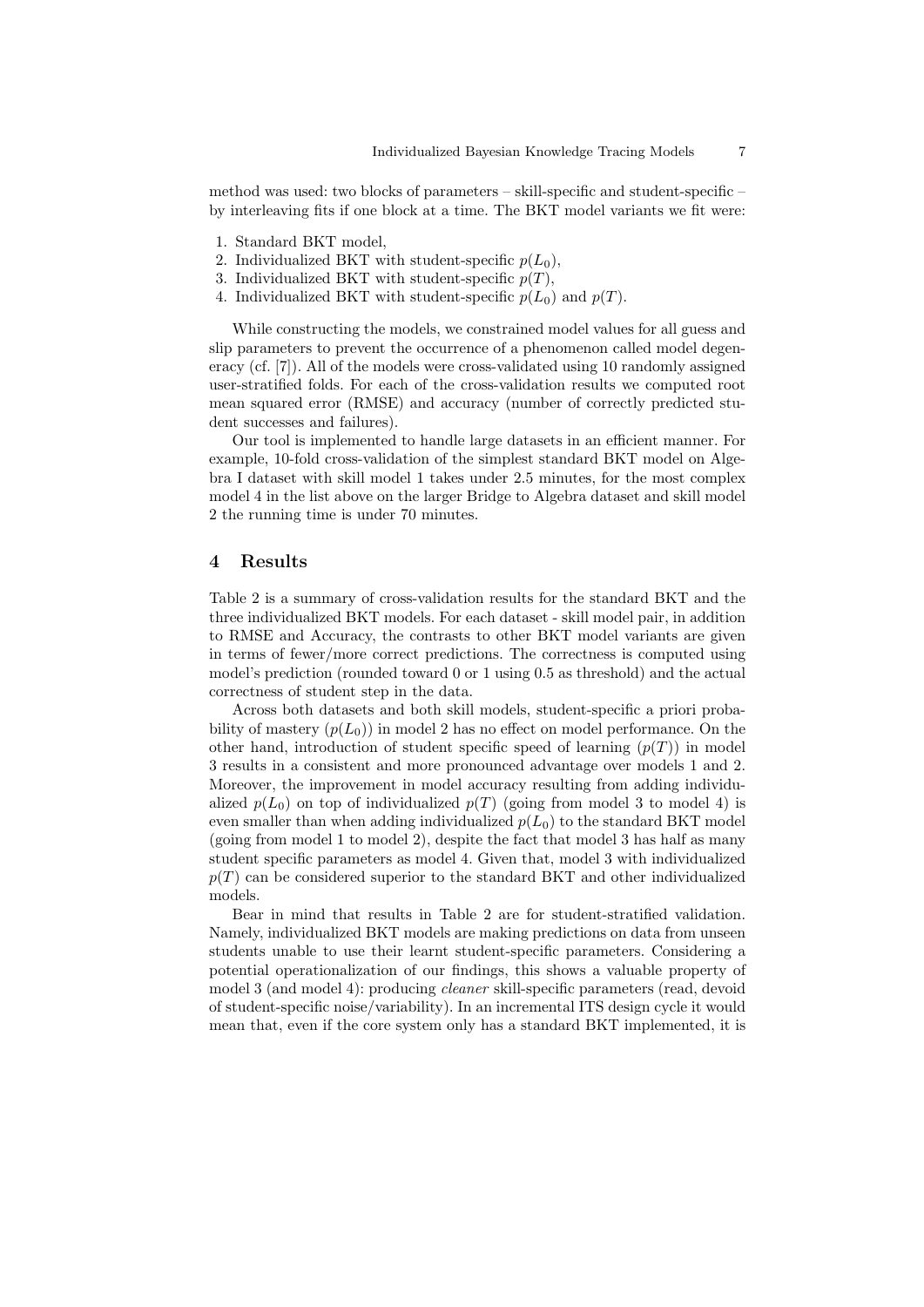method was used: two blocks of parameters – skill-specific and student-specific – by interleaving fits if one block at a time. The BKT model variants we fit were:

1. Standard BKT model,
2. Individualized BKT with student-specific $p(L_0)$,
3. Individualized BKT with student-specific $p(T)$,
4. Individualized BKT with student-specific $p(L_0)$ and $p(T)$.

While constructing the models, we constrained model values for all guess and slip parameters to prevent the occurrence of a phenomenon called model degeneracy (cf. [7]). All of the models were cross-validated using 10 randomly assigned user-stratified folds. For each of the cross-validation results we computed root mean squared error (RMSE) and accuracy (number of correctly predicted student successes and failures).

Our tool is implemented to handle large datasets in an efficient manner. For example, 10-fold cross-validation of the simplest standard BKT model on Algebra I dataset with skill model 1 takes under 2.5 minutes, for the most complex model 4 in the list above on the larger Bridge to Algebra dataset and skill model 2 the running time is under 70 minutes.

## 4 Results

Table 2 is a summary of cross-validation results for the standard BKT and the three individualized BKT models. For each dataset - skill model pair, in addition to RMSE and Accuracy, the contrasts to other BKT model variants are given in terms of fewer/more correct predictions. The correctness is computed using model's prediction (rounded toward 0 or 1 using 0.5 as threshold) and the actual correctness of student step in the data.

Across both datasets and both skill models, student-specific a priori probability of mastery ($p(L_0)$) in model 2 has no effect on model performance. On the other hand, introduction of student specific speed of learning ($p(T)$) in model 3 results in a consistent and more pronounced advantage over models 1 and 2. Moreover, the improvement in model accuracy resulting from adding individualized $p(L_0)$ on top of individualized $p(T)$ (going from model 3 to model 4) is even smaller than when adding individualized $p(L_0)$ to the standard BKT model (going from model 1 to model 2), despite the fact that model 3 has half as many student specific parameters as model 4. Given that, model 3 with individualized $p(T)$ can be considered superior to the standard BKT and other individualized models.

Bear in mind that results in Table 2 are for student-stratified validation. Namely, individualized BKT models are making predictions on data from unseen students unable to use their learnt student-specific parameters. Considering a potential operationalization of our findings, this shows a valuable property of model 3 (and model 4): producing *cleaner* skill-specific parameters (read, devoid of student-specific noise/variability). In an incremental ITS design cycle it would mean that, even if the core system only has a standard BKT implemented, it is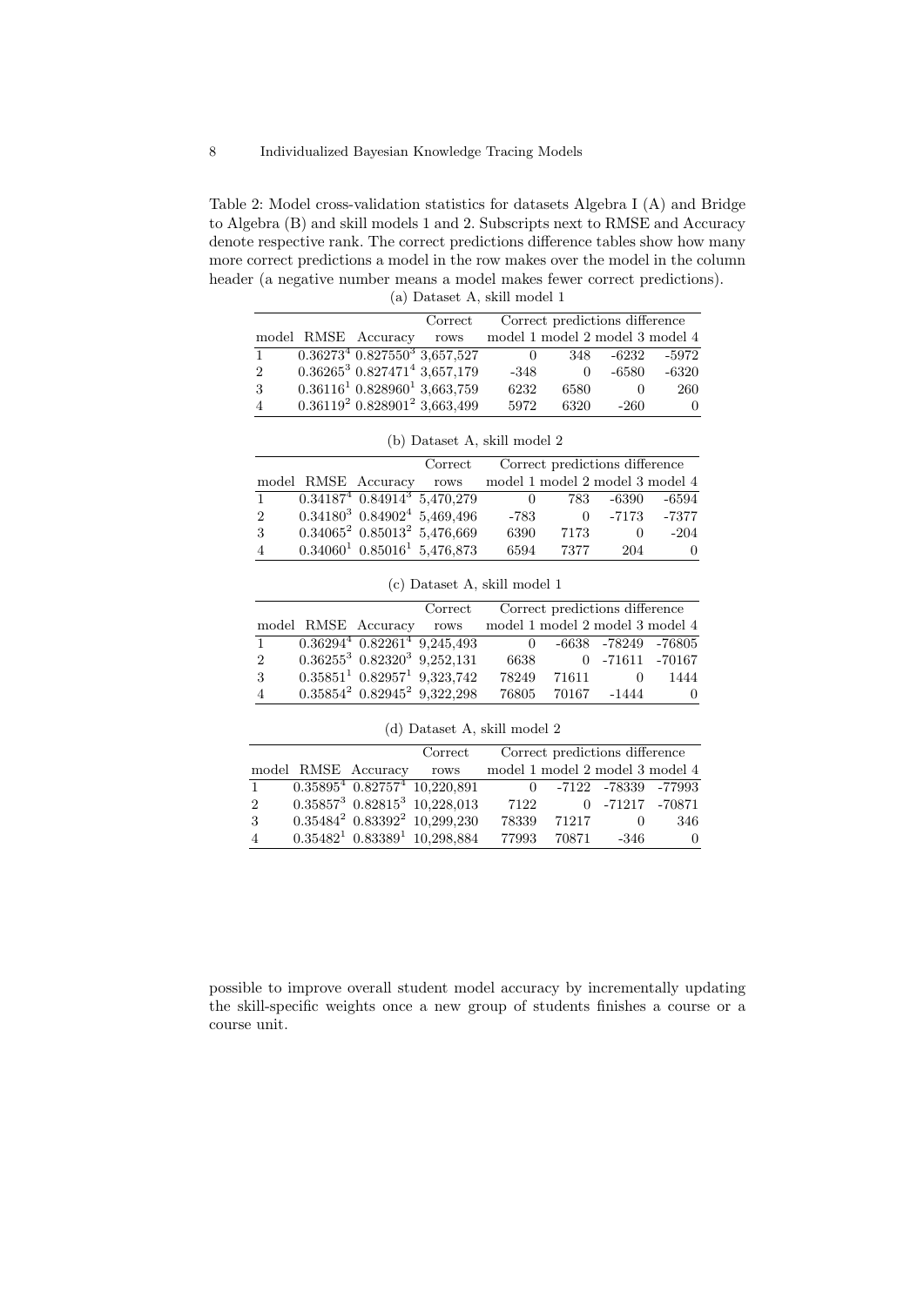Table 2: Model cross-validation statistics for datasets Algebra I (A) and Bridge to Algebra (B) and skill models 1 and 2. Subscripts next to RMSE and Accuracy denote respective rank. The correct predictions difference tables show how many more correct predictions a model in the row makes over the model in the column header (a negative number means a model makes fewer correct predictions).

(a) Dataset A, skill model 1

| model | RMSE | Accuracy | Correct rows | Correct predictions difference model 1 | model 2 | model 3 | model 4 |
|---|---|---|---|---|---|---|---|
| 1 | $0.36273^4$ | $0.827550^3$ | 3,657,527 | 0 | 348 | -6232 | -5972 |
| 2 | $0.36265^3$ | $0.827471^4$ | 3,657,179 | -348 | 0 | -6580 | -6320 |
| 3 | $0.36116^1$ | $0.828960^1$ | 3,663,759 | 6232 | 6580 | 0 | 260 |
| 4 | $0.36119^2$ | $0.828901^2$ | 3,663,499 | 5972 | 6320 | -260 | 0 |

(b) Dataset A, skill model 2

| model | RMSE | Accuracy | Correct rows | Correct predictions difference model 1 | model 2 | model 3 | model 4 |
|---|---|---|---|---|---|---|---|
| 1 | $0.34187^4$ | $0.84914^3$ | 5,470,279 | 0 | 783 | -6390 | -6594 |
| 2 | $0.34180^3$ | $0.84902^4$ | 5,469,496 | -783 | 0 | -7173 | -7377 |
| 3 | $0.34065^2$ | $0.85013^2$ | 5,476,669 | 6390 | 7173 | 0 | -204 |
| 4 | $0.34060^1$ | $0.85016^1$ | 5,476,873 | 6594 | 7377 | 204 | 0 |

(c) Dataset A, skill model 1

| model | RMSE | Accuracy | Correct rows | Correct predictions difference model 1 | model 2 | model 3 | model 4 |
|---|---|---|---|---|---|---|---|
| 1 | $0.36294^4$ | $0.82261^4$ | 9,245,493 | 0 | -6638 | -78249 | -76805 |
| 2 | $0.36255^3$ | $0.82320^3$ | 9,252,131 | 6638 | 0 | -71611 | -70167 |
| 3 | $0.35851^1$ | $0.82957^1$ | 9,323,742 | 78249 | 71611 | 0 | 1444 |
| 4 | $0.35854^2$ | $0.82945^2$ | 9,322,298 | 76805 | 70167 | -1444 | 0 |

(d) Dataset A, skill model 2

| model | RMSE | Accuracy | Correct rows | Correct predictions difference model 1 | model 2 | model 3 | model 4 |
|---|---|---|---|---|---|---|---|
| 1 | $0.35895^4$ | $0.82757^4$ | 10,220,891 | 0 | -7122 | -78339 | -77993 |
| 2 | $0.35857^3$ | $0.82815^3$ | 10,228,013 | 7122 | 0 | -71217 | -70871 |
| 3 | $0.35484^2$ | $0.83392^2$ | 10,299,230 | 78339 | 71217 | 0 | 346 |
| 4 | $0.35482^1$ | $0.83389^1$ | 10,298,884 | 77993 | 70871 | -346 | 0 |

possible to improve overall student model accuracy by incrementally updating the skill-specific weights once a new group of students finishes a course or a course unit.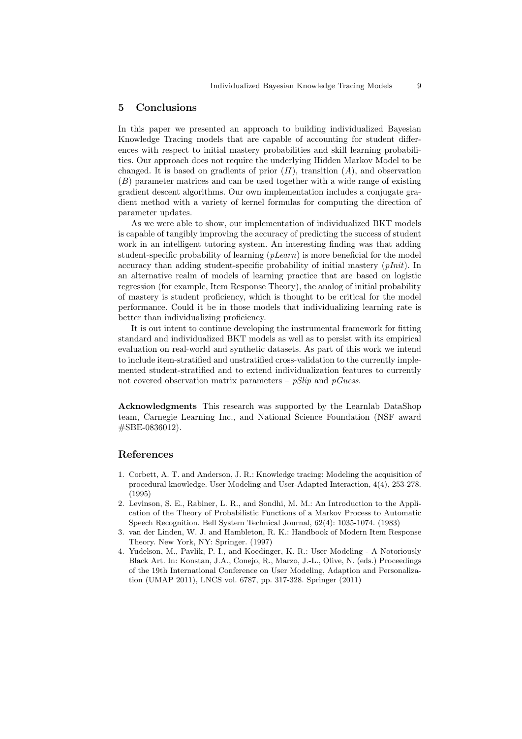## 5 Conclusions

In this paper we presented an approach to building individualized Bayesian Knowledge Tracing models that are capable of accounting for student differences with respect to initial mastery probabilities and skill learning probabilities. Our approach does not require the underlying Hidden Markov Model to be changed. It is based on gradients of prior ($\Pi$), transition ($A$), and observation ($B$) parameter matrices and can be used together with a wide range of existing gradient descent algorithms. Our own implementation includes a conjugate gradient method with a variety of kernel formulas for computing the direction of parameter updates.

As we were able to show, our implementation of individualized BKT models is capable of tangibly improving the accuracy of predicting the success of student work in an intelligent tutoring system. An interesting finding was that adding student-specific probability of learning (*pLearn*) is more beneficial for the model accuracy than adding student-specific probability of initial mastery (*pInit*). In an alternative realm of models of learning practice that are based on logistic regression (for example, Item Response Theory), the analog of initial probability of mastery is student proficiency, which is thought to be critical for the model performance. Could it be in those models that individualizing learning rate is better than individualizing proficiency.

It is out intent to continue developing the instrumental framework for fitting standard and individualized BKT models as well as to persist with its empirical evaluation on real-world and synthetic datasets. As part of this work we intend to include item-stratified and unstratified cross-validation to the currently implemented student-stratified and to extend individualization features to currently not covered observation matrix parameters – *pSlip* and *pGuess*.

**Acknowledgments** This research was supported by the Learnlab DataShop team, Carnegie Learning Inc., and National Science Foundation (NSF award #SBE-0836012).

## References

1. Corbett, A. T. and Anderson, J. R.: Knowledge tracing: Modeling the acquisition of procedural knowledge. User Modeling and User-Adapted Interaction, 4(4), 253-278. (1995)
2. Levinson, S. E., Rabiner, L. R., and Sondhi, M. M.: An Introduction to the Application of the Theory of Probabilistic Functions of a Markov Process to Automatic Speech Recognition. Bell System Technical Journal, 62(4): 1035-1074. (1983)
3. van der Linden, W. J. and Hambleton, R. K.: Handbook of Modern Item Response Theory. New York, NY: Springer. (1997)
4. Yudelson, M., Pavlik, P. I., and Koedinger, K. R.: User Modeling - A Notoriously Black Art. In: Konstan, J.A., Conejo, R., Marzo, J.-L., Olive, N. (eds.) Proceedings of the 19th International Conference on User Modeling, Adaption and Personalization (UMAP 2011), LNCS vol. 6787, pp. 317-328. Springer (2011)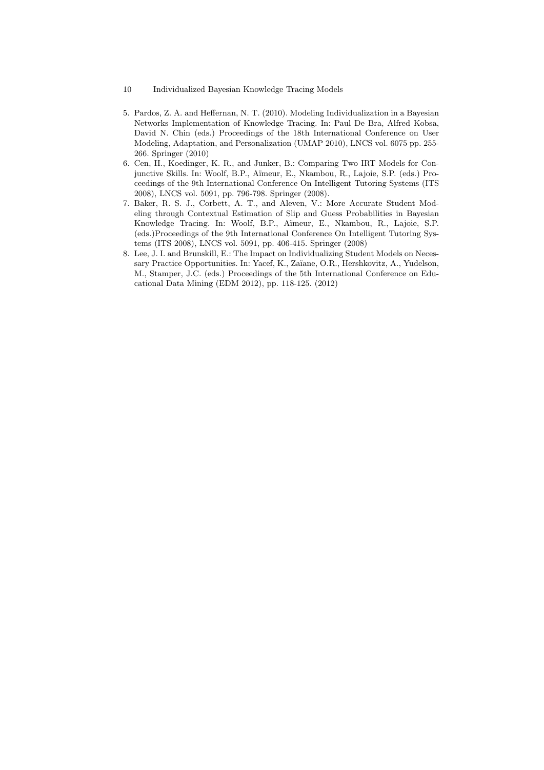5. Pardos, Z. A. and Heffernan, N. T. (2010). Modeling Individualization in a Bayesian Networks Implementation of Knowledge Tracing. In: Paul De Bra, Alfred Kobsa, David N. Chin (eds.) Proceedings of the 18th International Conference on User Modeling, Adaptation, and Personalization (UMAP 2010), LNCS vol. 6075 pp. 255-266. Springer (2010)
6. Cen, H., Koedinger, K. R., and Junker, B.: Comparing Two IRT Models for Conjunctive Skills. In: Woolf, B.P., Aïmeur, E., Nkambou, R., Lajoie, S.P. (eds.) Proceedings of the 9th International Conference On Intelligent Tutoring Systems (ITS 2008), LNCS vol. 5091, pp. 796-798. Springer (2008).
7. Baker, R. S. J., Corbett, A. T., and Aleven, V.: More Accurate Student Modeling through Contextual Estimation of Slip and Guess Probabilities in Bayesian Knowledge Tracing. In: Woolf, B.P., Aïmeur, E., Nkambou, R., Lajoie, S.P. (eds.)Proceedings of the 9th International Conference On Intelligent Tutoring Systems (ITS 2008), LNCS vol. 5091, pp. 406-415. Springer (2008)
8. Lee, J. I. and Brunskill, E.: The Impact on Individualizing Student Models on Necessary Practice Opportunities. In: Yacef, K., Zaïane, O.R., Hershkovitz, A., Yudelson, M., Stamper, J.C. (eds.) Proceedings of the 5th International Conference on Educational Data Mining (EDM 2012), pp. 118-125. (2012)